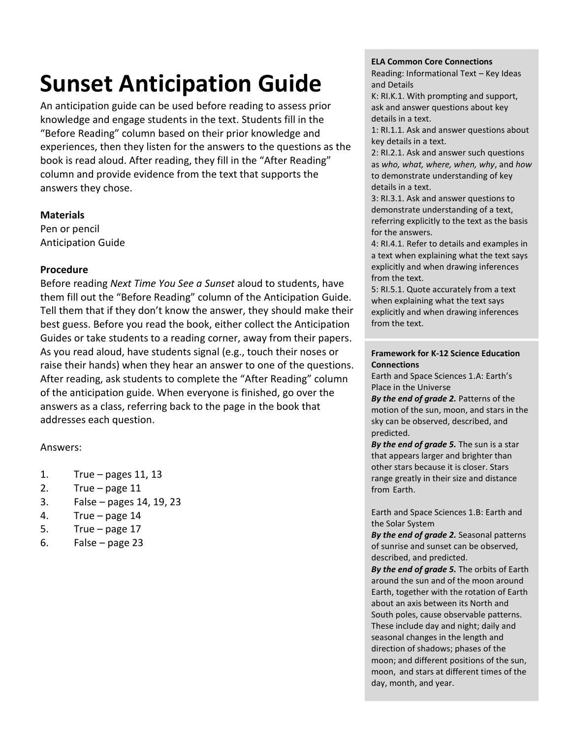# Sunset Anticipation Guide

An anticipation guide can be used before reading to assess prior knowledge and engage students in the text. Students fill in the "Before Reading" column based on their prior knowledge and experiences, then they listen for the answers to the questions as the book is read aloud. After reading, they fill in the "After Reading" column and provide evidence from the text that supports the answers they chose.

**Materials**

Pen or pencil
Anticipation Guide

**Procedure**

Before reading *Next Time You See a Sunset* aloud to students, have them fill out the "Before Reading" column of the Anticipation Guide. Tell them that if they don't know the answer, they should make their best guess. Before you read the book, either collect the Anticipation Guides or take students to a reading corner, away from their papers. As you read aloud, have students signal (e.g., touch their noses or raise their hands) when they hear an answer to one of the questions. After reading, ask students to complete the "After Reading" column of the anticipation guide. When everyone is finished, go over the answers as a class, referring back to the page in the book that addresses each question.

Answers:

1. True – pages 11, 13
2. True – page 11
3. False – pages 14, 19, 23
4. True – page 14
5. True – page 17
6. False – page 23

**ELA Common Core Connections**

Reading: Informational Text – Key Ideas and Details

K: RI.K.1. With prompting and support, ask and answer questions about key details in a text.

1: RI.1.1. Ask and answer questions about key details in a text.

2: RI.2.1. Ask and answer such questions as *who, what, where, when, why*, and *how* to demonstrate understanding of key details in a text.

3: RI.3.1. Ask and answer questions to demonstrate understanding of a text, referring explicitly to the text as the basis for the answers.

4: RI.4.1. Refer to details and examples in a text when explaining what the text says explicitly and when drawing inferences from the text.

5: RI.5.1. Quote accurately from a text when explaining what the text says explicitly and when drawing inferences from the text.

**Framework for K-12 Science Education Connections**

Earth and Space Sciences 1.A: Earth's Place in the Universe

***By the end of grade 2.*** Patterns of the motion of the sun, moon, and stars in the sky can be observed, described, and predicted.

***By the end of grade 5.*** The sun is a star that appears larger and brighter than other stars because it is closer. Stars range greatly in their size and distance from Earth.

Earth and Space Sciences 1.B: Earth and the Solar System

***By the end of grade 2.*** Seasonal patterns of sunrise and sunset can be observed, described, and predicted.

***By the end of grade 5.*** The orbits of Earth around the sun and of the moon around Earth, together with the rotation of Earth about an axis between its North and South poles, cause observable patterns. These include day and night; daily and seasonal changes in the length and direction of shadows; phases of the moon; and different positions of the sun, moon, and stars at different times of the day, month, and year.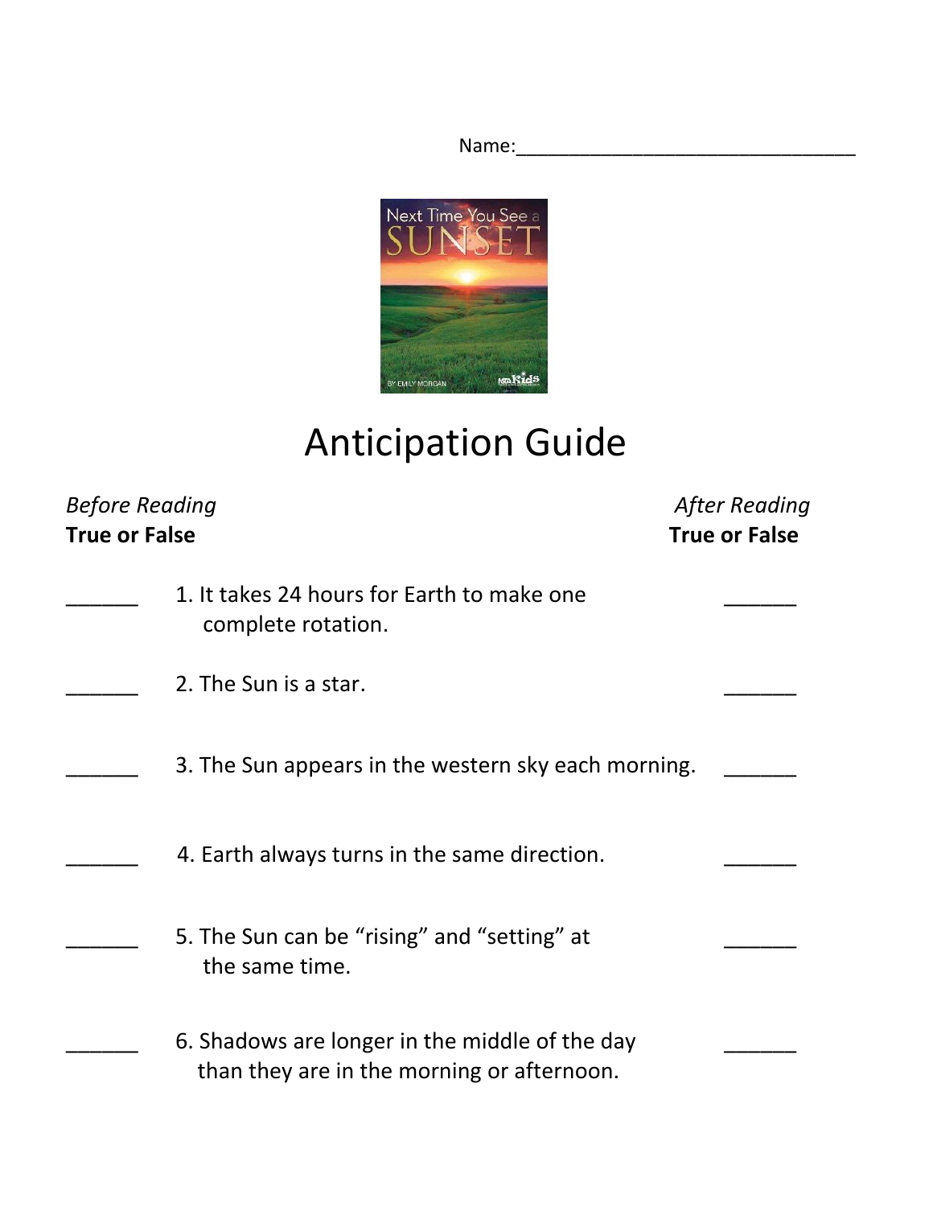Name:_________________________________

Next Time You See a SUNSET

BY EMILY MORGAN

# Anticipation Guide

| *Before Reading* **True or False** | | *After Reading* **True or False** |
|---|---|---|
| ______ | 1. It takes 24 hours for Earth to make one complete rotation. | ______ |
| ______ | 2. The Sun is a star. | ______ |
| ______ | 3. The Sun appears in the western sky each morning. | ______ |
| ______ | 4. Earth always turns in the same direction. | ______ |
| ______ | 5. The Sun can be "rising" and "setting" at the same time. | ______ |
| ______ | 6. Shadows are longer in the middle of the day than they are in the morning or afternoon. | ______ |